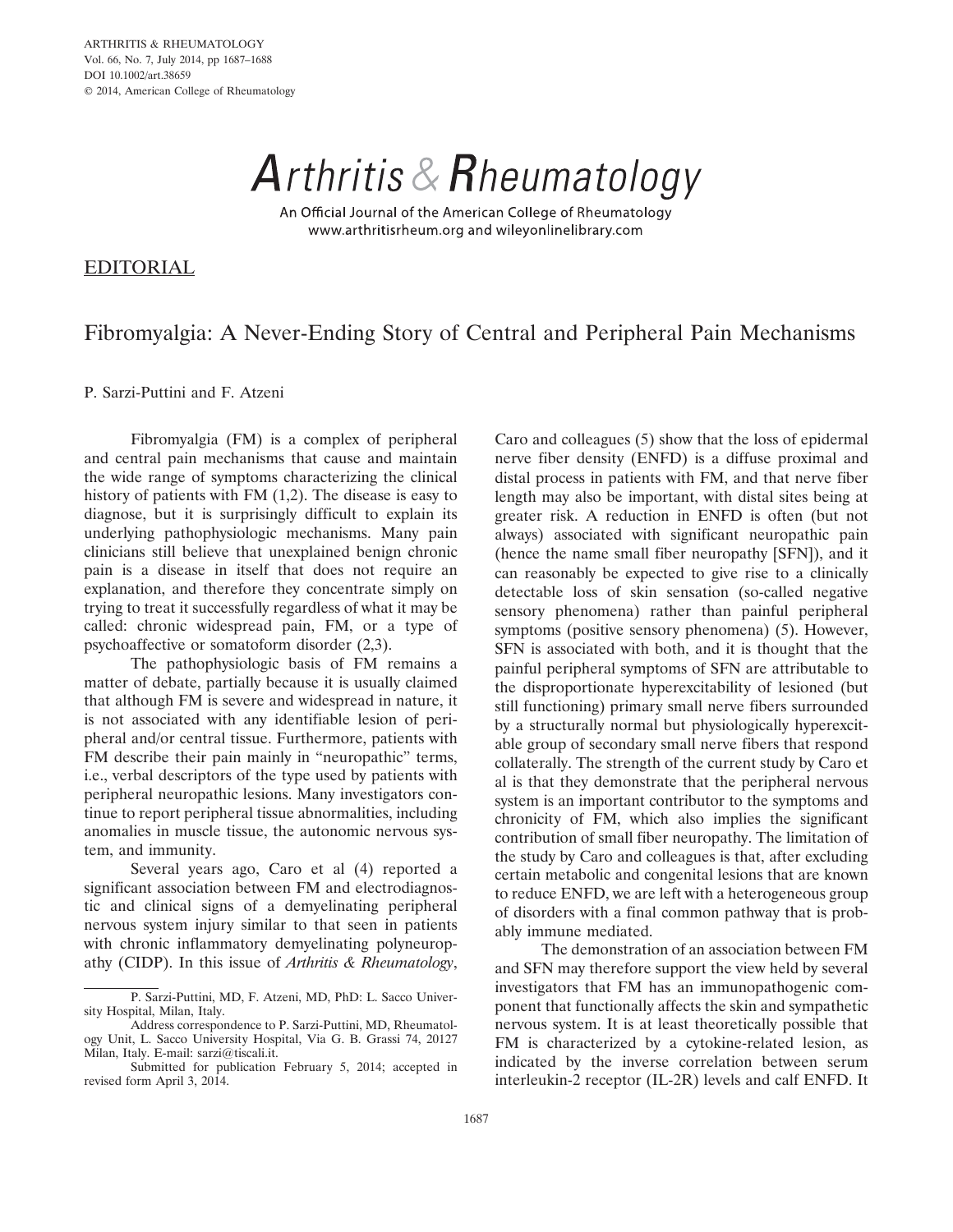EDITORIAL

# Fibromyalgia: A Never-Ending Story of Central and Peripheral Pain Mechanisms

P. Sarzi-Puttini and F. Atzeni

Fibromyalgia (FM) is a complex of peripheral and central pain mechanisms that cause and maintain the wide range of symptoms characterizing the clinical history of patients with FM (1,2). The disease is easy to diagnose, but it is surprisingly difficult to explain its underlying pathophysiologic mechanisms. Many pain clinicians still believe that unexplained benign chronic pain is a disease in itself that does not require an explanation, and therefore they concentrate simply on trying to treat it successfully regardless of what it may be called: chronic widespread pain, FM, or a type of psychoaffective or somatoform disorder (2,3).

The pathophysiologic basis of FM remains a matter of debate, partially because it is usually claimed that although FM is severe and widespread in nature, it is not associated with any identifiable lesion of peripheral and/or central tissue. Furthermore, patients with FM describe their pain mainly in "neuropathic" terms, i.e., verbal descriptors of the type used by patients with peripheral neuropathic lesions. Many investigators continue to report peripheral tissue abnormalities, including anomalies in muscle tissue, the autonomic nervous system, and immunity.

Several years ago, Caro et al (4) reported a significant association between FM and electrodiagnostic and clinical signs of a demyelinating peripheral nervous system injury similar to that seen in patients with chronic inflammatory demyelinating polyneuropathy (CIDP). In this issue of *Arthritis & Rheumatology*, Caro and colleagues (5) show that the loss of epidermal nerve fiber density (ENFD) is a diffuse proximal and distal process in patients with FM, and that nerve fiber length may also be important, with distal sites being at greater risk. A reduction in ENFD is often (but not always) associated with significant neuropathic pain (hence the name small fiber neuropathy [SFN]), and it can reasonably be expected to give rise to a clinically detectable loss of skin sensation (so-called negative sensory phenomena) rather than painful peripheral symptoms (positive sensory phenomena) (5). However, SFN is associated with both, and it is thought that the painful peripheral symptoms of SFN are attributable to the disproportionate hyperexcitability of lesioned (but still functioning) primary small nerve fibers surrounded by a structurally normal but physiologically hyperexcitable group of secondary small nerve fibers that respond collaterally. The strength of the current study by Caro et al is that they demonstrate that the peripheral nervous system is an important contributor to the symptoms and chronicity of FM, which also implies the significant contribution of small fiber neuropathy. The limitation of the study by Caro and colleagues is that, after excluding certain metabolic and congenital lesions that are known to reduce ENFD, we are left with a heterogeneous group of disorders with a final common pathway that is probably immune mediated.

The demonstration of an association between FM and SFN may therefore support the view held by several investigators that FM has an immunopathogenic component that functionally affects the skin and sympathetic nervous system. It is at least theoretically possible that FM is characterized by a cytokine-related lesion, as indicated by the inverse correlation between serum interleukin-2 receptor (IL-2R) levels and calf ENFD. It

---

P. Sarzi-Puttini, MD, F. Atzeni, MD, PhD: L. Sacco University Hospital, Milan, Italy.

Address correspondence to P. Sarzi-Puttini, MD, Rheumatology Unit, L. Sacco University Hospital, Via G. B. Grassi 74, 20127 Milan, Italy. E-mail: sarzi@tiscali.it.

Submitted for publication February 5, 2014; accepted in revised form April 3, 2014.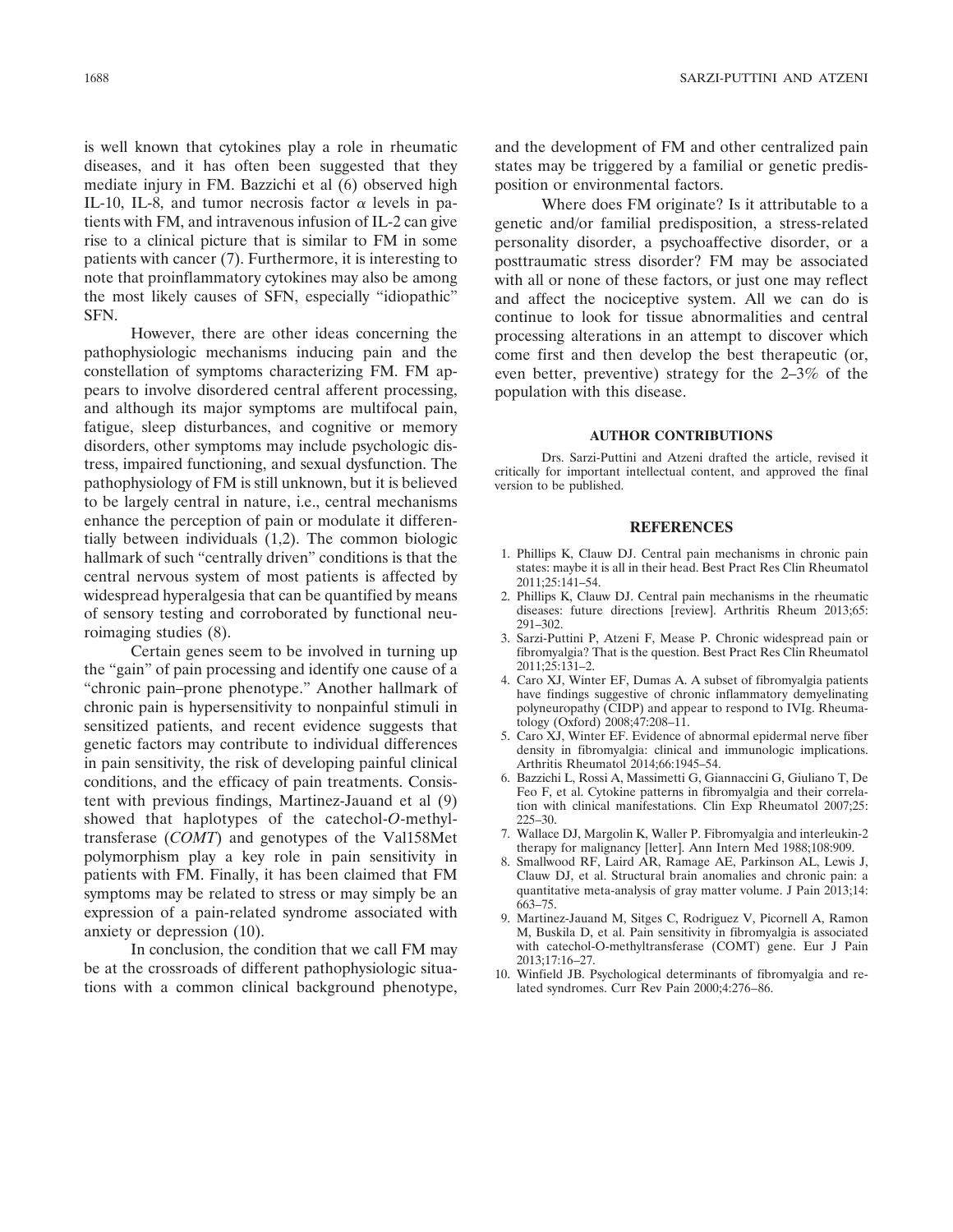is well known that cytokines play a role in rheumatic diseases, and it has often been suggested that they mediate injury in FM. Bazzichi et al (6) observed high IL-10, IL-8, and tumor necrosis factor $\alpha$ levels in patients with FM, and intravenous infusion of IL-2 can give rise to a clinical picture that is similar to FM in some patients with cancer (7). Furthermore, it is interesting to note that proinflammatory cytokines may also be among the most likely causes of SFN, especially "idiopathic" SFN.

However, there are other ideas concerning the pathophysiologic mechanisms inducing pain and the constellation of symptoms characterizing FM. FM appears to involve disordered central afferent processing, and although its major symptoms are multifocal pain, fatigue, sleep disturbances, and cognitive or memory disorders, other symptoms may include psychologic distress, impaired functioning, and sexual dysfunction. The pathophysiology of FM is still unknown, but it is believed to be largely central in nature, i.e., central mechanisms enhance the perception of pain or modulate it differentially between individuals (1,2). The common biologic hallmark of such "centrally driven" conditions is that the central nervous system of most patients is affected by widespread hyperalgesia that can be quantified by means of sensory testing and corroborated by functional neuroimaging studies (8).

Certain genes seem to be involved in turning up the "gain" of pain processing and identify one cause of a "chronic pain–prone phenotype." Another hallmark of chronic pain is hypersensitivity to nonpainful stimuli in sensitized patients, and recent evidence suggests that genetic factors may contribute to individual differences in pain sensitivity, the risk of developing painful clinical conditions, and the efficacy of pain treatments. Consistent with previous findings, Martinez-Jauand et al (9) showed that haplotypes of the catechol-*O*-methyltransferase (*COMT*) and genotypes of the Val158Met polymorphism play a key role in pain sensitivity in patients with FM. Finally, it has been claimed that FM symptoms may be related to stress or may simply be an expression of a pain-related syndrome associated with anxiety or depression (10).

In conclusion, the condition that we call FM may be at the crossroads of different pathophysiologic situations with a common clinical background phenotype, and the development of FM and other centralized pain states may be triggered by a familial or genetic predisposition or environmental factors.

Where does FM originate? Is it attributable to a genetic and/or familial predisposition, a stress-related personality disorder, a psychoaffective disorder, or a posttraumatic stress disorder? FM may be associated with all or none of these factors, or just one may reflect and affect the nociceptive system. All we can do is continue to look for tissue abnormalities and central processing alterations in an attempt to discover which come first and then develop the best therapeutic (or, even better, preventive) strategy for the 2–3% of the population with this disease.

## AUTHOR CONTRIBUTIONS

Drs. Sarzi-Puttini and Atzeni drafted the article, revised it critically for important intellectual content, and approved the final version to be published.

## REFERENCES

1. Phillips K, Clauw DJ. Central pain mechanisms in chronic pain states: maybe it is all in their head. Best Pract Res Clin Rheumatol 2011;25:141–54.
2. Phillips K, Clauw DJ. Central pain mechanisms in the rheumatic diseases: future directions [review]. Arthritis Rheum 2013;65: 291–302.
3. Sarzi-Puttini P, Atzeni F, Mease P. Chronic widespread pain or fibromyalgia? That is the question. Best Pract Res Clin Rheumatol 2011;25:131–2.
4. Caro XJ, Winter EF, Dumas A. A subset of fibromyalgia patients have findings suggestive of chronic inflammatory demyelinating polyneuropathy (CIDP) and appear to respond to IVIg. Rheumatology (Oxford) 2008;47:208–11.
5. Caro XJ, Winter EF. Evidence of abnormal epidermal nerve fiber density in fibromyalgia: clinical and immunologic implications. Arthritis Rheumatol 2014;66:1945–54.
6. Bazzichi L, Rossi A, Massimetti G, Giannaccini G, Giuliano T, De Feo F, et al. Cytokine patterns in fibromyalgia and their correlation with clinical manifestations. Clin Exp Rheumatol 2007;25: 225–30.
7. Wallace DJ, Margolin K, Waller P. Fibromyalgia and interleukin-2 therapy for malignancy [letter]. Ann Intern Med 1988;108:909.
8. Smallwood RF, Laird AR, Ramage AE, Parkinson AL, Lewis J, Clauw DJ, et al. Structural brain anomalies and chronic pain: a quantitative meta-analysis of gray matter volume. J Pain 2013;14: 663–75.
9. Martinez-Jauand M, Sitges C, Rodriguez V, Picornell A, Ramon M, Buskila D, et al. Pain sensitivity in fibromyalgia is associated with catechol-O-methyltransferase (COMT) gene. Eur J Pain 2013;17:16–27.
10. Winfield JB. Psychological determinants of fibromyalgia and related syndromes. Curr Rev Pain 2000;4:276–86.